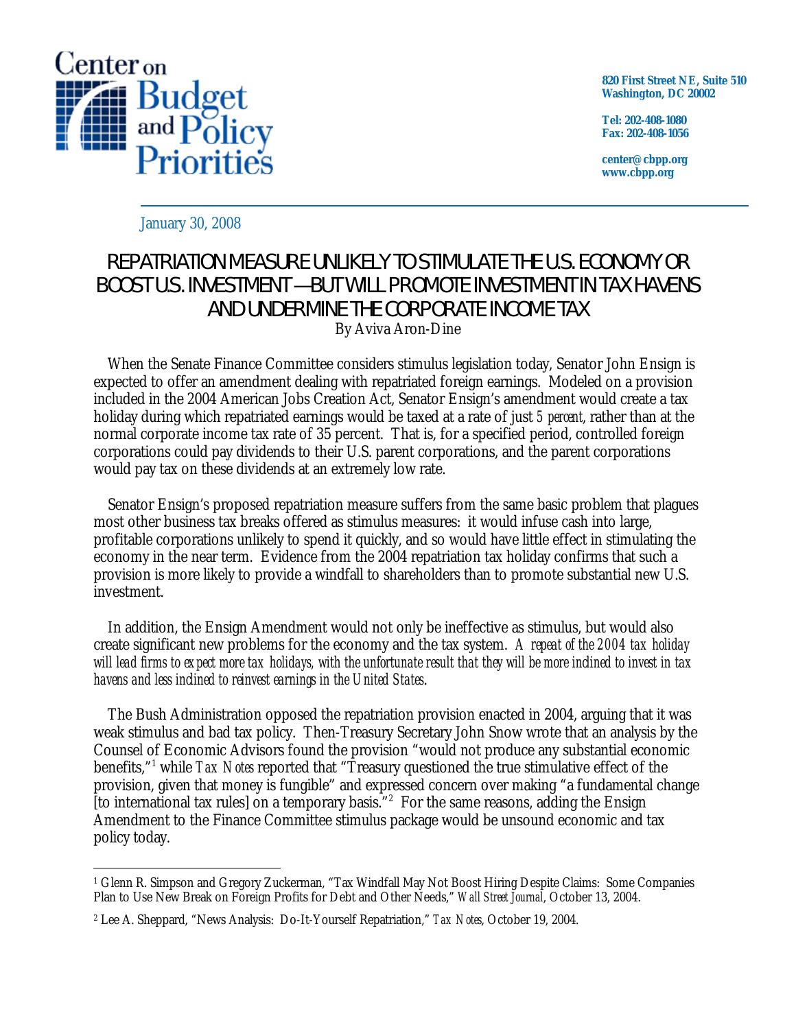Center on Budget and Policy Priorities

820 First Street NE, Suite 510
Washington, DC 20002

Tel: 202-408-1080
Fax: 202-408-1056

center@cbpp.org
www.cbpp.org

January 30, 2008

# REPATRIATION MEASURE UNLIKELY TO STIMULATE THE U.S. ECONOMY OR BOOST U.S. INVESTMENT — BUT WILL PROMOTE INVESTMENT IN TAX HAVENS AND UNDERMINE THE CORPORATE INCOME TAX

By Aviva Aron-Dine

When the Senate Finance Committee considers stimulus legislation today, Senator John Ensign is expected to offer an amendment dealing with repatriated foreign earnings. Modeled on a provision included in the 2004 American Jobs Creation Act, Senator Ensign's amendment would create a tax holiday during which repatriated earnings would be taxed at a rate of just *5 percent*, rather than at the normal corporate income tax rate of 35 percent. That is, for a specified period, controlled foreign corporations could pay dividends to their U.S. parent corporations, and the parent corporations would pay tax on these dividends at an extremely low rate.

Senator Ensign's proposed repatriation measure suffers from the same basic problem that plagues most other business tax breaks offered as stimulus measures: it would infuse cash into large, profitable corporations unlikely to spend it quickly, and so would have little effect in stimulating the economy in the near term. Evidence from the 2004 repatriation tax holiday confirms that such a provision is more likely to provide a windfall to shareholders than to promote substantial new U.S. investment.

In addition, the Ensign Amendment would not only be ineffective as stimulus, but would also create significant new problems for the economy and the tax system. *A repeat of the 2004 tax holiday will lead firms to expect more tax holidays, with the unfortunate result that they will be more inclined to invest in tax havens and less inclined to reinvest earnings in the United States.*

The Bush Administration opposed the repatriation provision enacted in 2004, arguing that it was weak stimulus and bad tax policy. Then-Treasury Secretary John Snow wrote that an analysis by the Counsel of Economic Advisors found the provision "would not produce any substantial economic benefits,"[1] while *Tax Notes* reported that "Treasury questioned the true stimulative effect of the provision, given that money is fungible" and expressed concern over making "a fundamental change [to international tax rules] on a temporary basis."[2] For the same reasons, adding the Ensign Amendment to the Finance Committee stimulus package would be unsound economic and tax policy today.

---

[1] Glenn R. Simpson and Gregory Zuckerman, "Tax Windfall May Not Boost Hiring Despite Claims: Some Companies Plan to Use New Break on Foreign Profits for Debt and Other Needs," *Wall Street Journal*, October 13, 2004.

[2] Lee A. Sheppard, "News Analysis: Do-It-Yourself Repatriation," *Tax Notes*, October 19, 2004.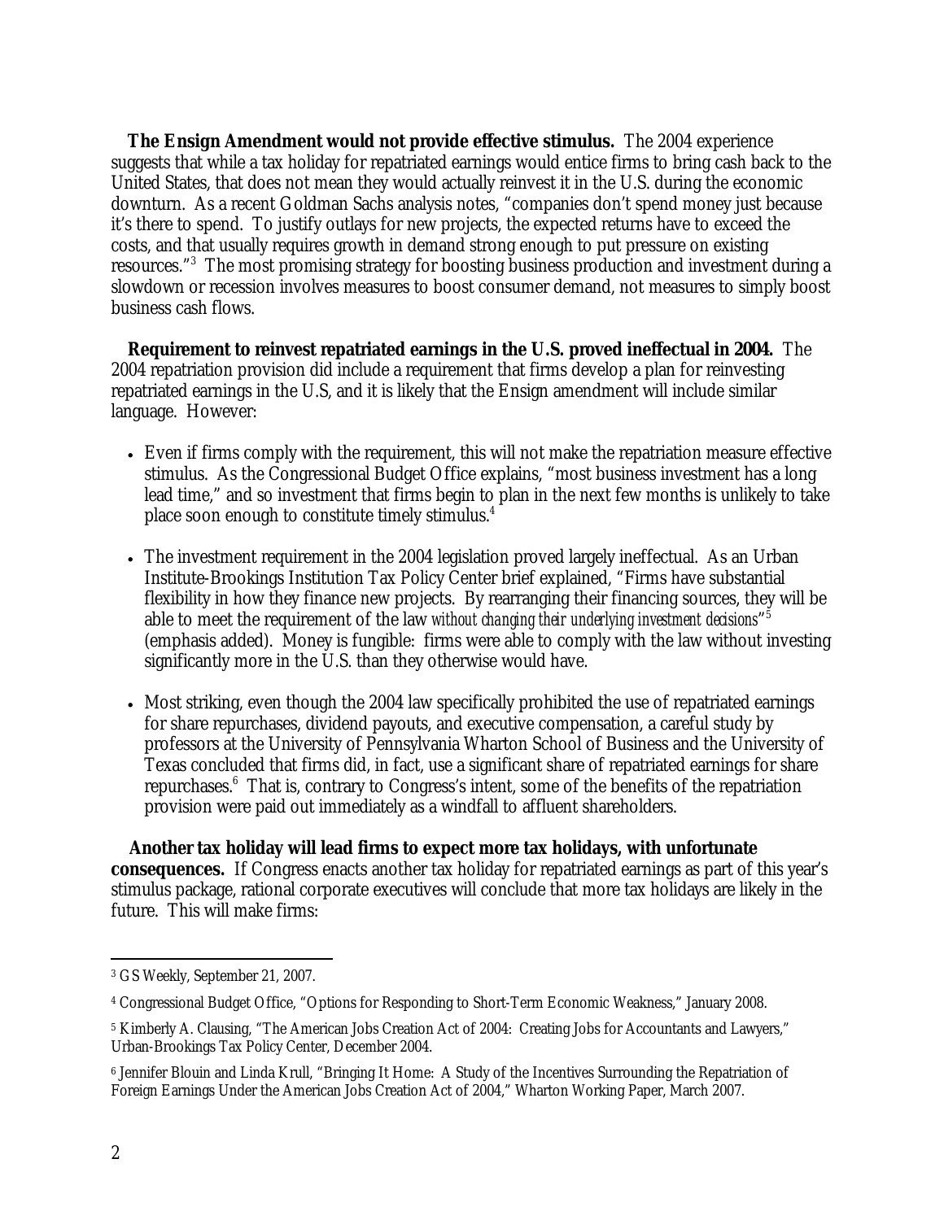**The Ensign Amendment would not provide effective stimulus.** The 2004 experience suggests that while a tax holiday for repatriated earnings would entice firms to bring cash back to the United States, that does not mean they would actually reinvest it in the U.S. during the economic downturn. As a recent Goldman Sachs analysis notes, "companies don't spend money just because it's there to spend. To justify outlays for new projects, the expected returns have to exceed the costs, and that usually requires growth in demand strong enough to put pressure on existing resources."[3] The most promising strategy for boosting business production and investment during a slowdown or recession involves measures to boost consumer demand, not measures to simply boost business cash flows.

**Requirement to reinvest repatriated earnings in the U.S. proved ineffectual in 2004.** The 2004 repatriation provision did include a requirement that firms develop a plan for reinvesting repatriated earnings in the U.S, and it is likely that the Ensign amendment will include similar language. However:

- Even if firms comply with the requirement, this will not make the repatriation measure effective stimulus. As the Congressional Budget Office explains, "most business investment has a long lead time," and so investment that firms begin to plan in the next few months is unlikely to take place soon enough to constitute timely stimulus.[4]

- The investment requirement in the 2004 legislation proved largely ineffectual. As an Urban Institute-Brookings Institution Tax Policy Center brief explained, "Firms have substantial flexibility in how they finance new projects. By rearranging their financing sources, they will be able to meet the requirement of the law *without changing their underlying investment decisions*"[5] (emphasis added). Money is fungible: firms were able to comply with the law without investing significantly more in the U.S. than they otherwise would have.

- Most striking, even though the 2004 law specifically prohibited the use of repatriated earnings for share repurchases, dividend payouts, and executive compensation, a careful study by professors at the University of Pennsylvania Wharton School of Business and the University of Texas concluded that firms did, in fact, use a significant share of repatriated earnings for share repurchases.[6] That is, contrary to Congress's intent, some of the benefits of the repatriation provision were paid out immediately as a windfall to affluent shareholders.

**Another tax holiday will lead firms to expect more tax holidays, with unfortunate consequences.** If Congress enacts another tax holiday for repatriated earnings as part of this year's stimulus package, rational corporate executives will conclude that more tax holidays are likely in the future. This will make firms:

---

[3] GS Weekly, September 21, 2007.

[4] Congressional Budget Office, "Options for Responding to Short-Term Economic Weakness," January 2008.

[5] Kimberly A. Clausing, "The American Jobs Creation Act of 2004: Creating Jobs for Accountants and Lawyers," Urban-Brookings Tax Policy Center, December 2004.

[6] Jennifer Blouin and Linda Krull, "Bringing It Home: A Study of the Incentives Surrounding the Repatriation of Foreign Earnings Under the American Jobs Creation Act of 2004," Wharton Working Paper, March 2007.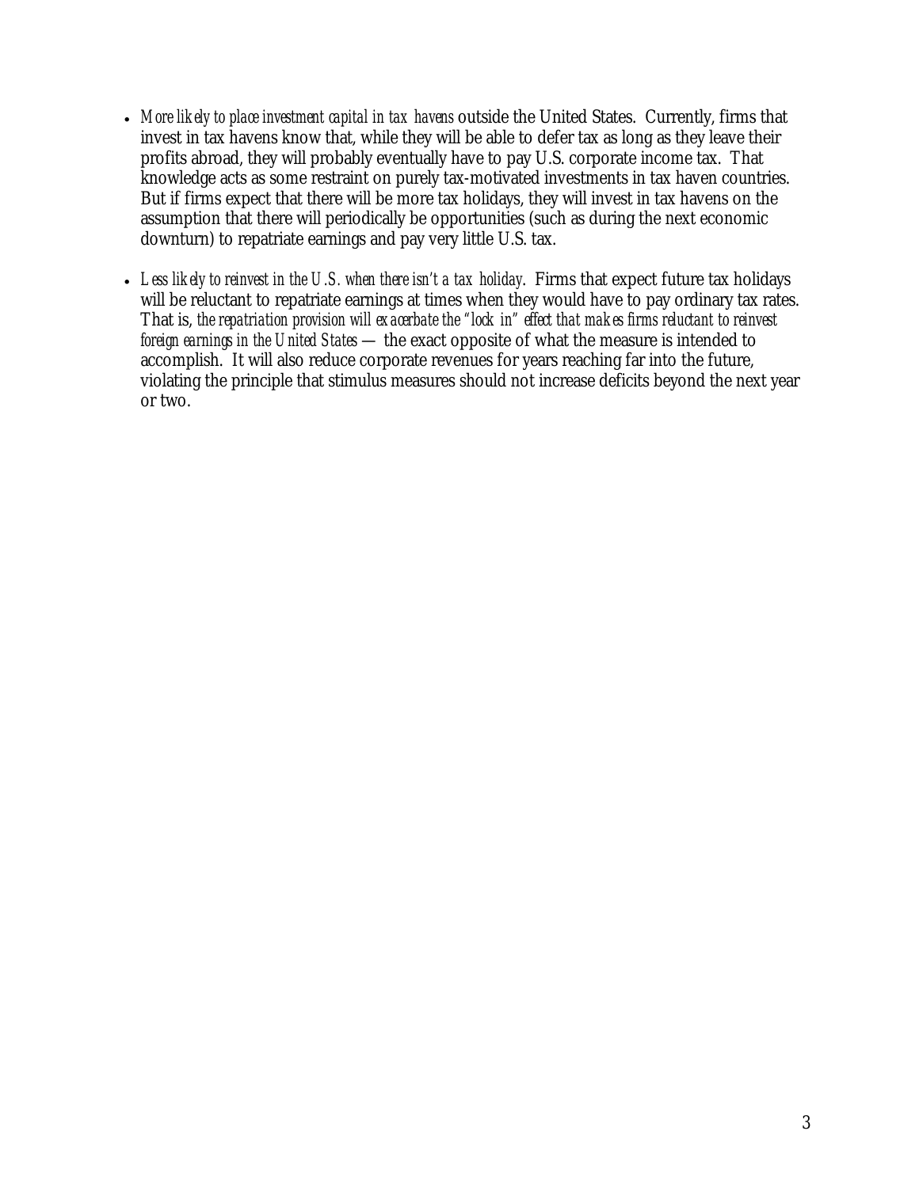- *More likely to place investment capital in tax havens* outside the United States. Currently, firms that invest in tax havens know that, while they will be able to defer tax as long as they leave their profits abroad, they will probably eventually have to pay U.S. corporate income tax. That knowledge acts as some restraint on purely tax-motivated investments in tax haven countries. But if firms expect that there will be more tax holidays, they will invest in tax havens on the assumption that there will periodically be opportunities (such as during the next economic downturn) to repatriate earnings and pay very little U.S. tax.

- *Less likely to reinvest in the U.S. when there isn't a tax holiday*. Firms that expect future tax holidays will be reluctant to repatriate earnings at times when they would have to pay ordinary tax rates. That is, *the repatriation provision will exacerbate the "lock in" effect that makes firms reluctant to reinvest foreign earnings in the United States* — the exact opposite of what the measure is intended to accomplish. It will also reduce corporate revenues for years reaching far into the future, violating the principle that stimulus measures should not increase deficits beyond the next year or two.